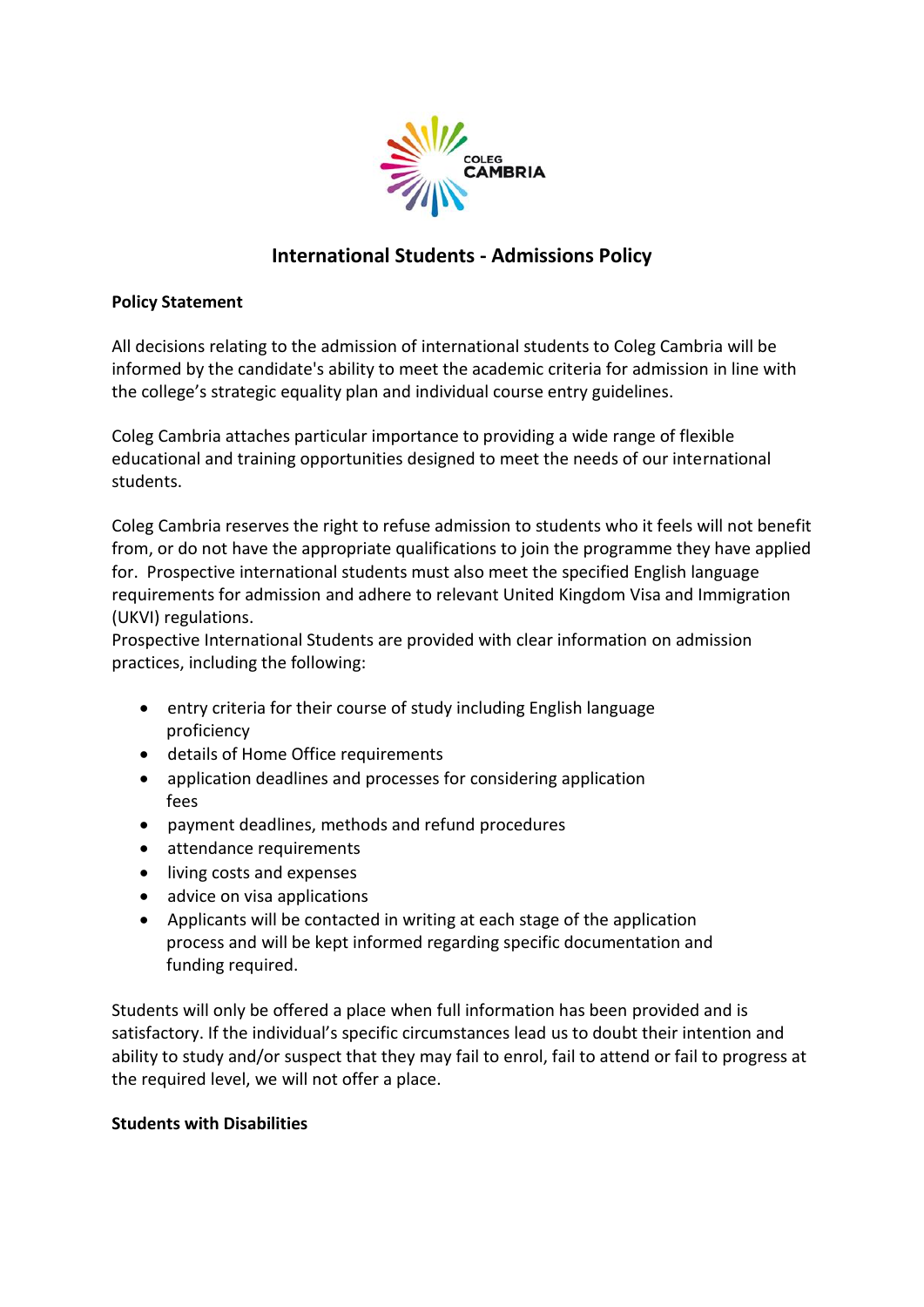# International Students - Admissions Policy

**Policy Statement**

All decisions relating to the admission of international students to Coleg Cambria will be informed by the candidate's ability to meet the academic criteria for admission in line with the college's strategic equality plan and individual course entry guidelines.

Coleg Cambria attaches particular importance to providing a wide range of flexible educational and training opportunities designed to meet the needs of our international students.

Coleg Cambria reserves the right to refuse admission to students who it feels will not benefit from, or do not have the appropriate qualifications to join the programme they have applied for. Prospective international students must also meet the specified English language requirements for admission and adhere to relevant United Kingdom Visa and Immigration (UKVI) regulations.
Prospective International Students are provided with clear information on admission practices, including the following:

- entry criteria for their course of study including English language proficiency
- details of Home Office requirements
- application deadlines and processes for considering application fees
- payment deadlines, methods and refund procedures
- attendance requirements
- living costs and expenses
- advice on visa applications
- Applicants will be contacted in writing at each stage of the application process and will be kept informed regarding specific documentation and funding required.

Students will only be offered a place when full information has been provided and is satisfactory. If the individual's specific circumstances lead us to doubt their intention and ability to study and/or suspect that they may fail to enrol, fail to attend or fail to progress at the required level, we will not offer a place.

**Students with Disabilities**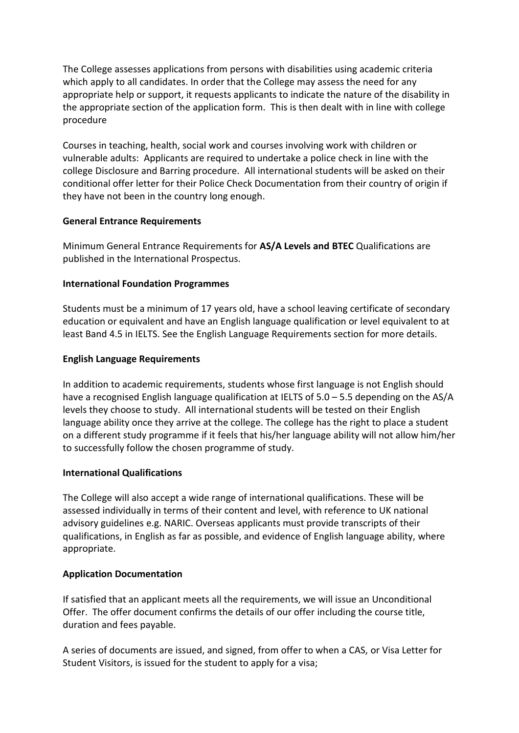The College assesses applications from persons with disabilities using academic criteria which apply to all candidates. In order that the College may assess the need for any appropriate help or support, it requests applicants to indicate the nature of the disability in the appropriate section of the application form. This is then dealt with in line with college procedure

Courses in teaching, health, social work and courses involving work with children or vulnerable adults: Applicants are required to undertake a police check in line with the college Disclosure and Barring procedure. All international students will be asked on their conditional offer letter for their Police Check Documentation from their country of origin if they have not been in the country long enough.

**General Entrance Requirements**

Minimum General Entrance Requirements for **AS/A Levels and BTEC** Qualifications are published in the International Prospectus.

**International Foundation Programmes**

Students must be a minimum of 17 years old, have a school leaving certificate of secondary education or equivalent and have an English language qualification or level equivalent to at least Band 4.5 in IELTS. See the English Language Requirements section for more details.

**English Language Requirements**

In addition to academic requirements, students whose first language is not English should have a recognised English language qualification at IELTS of 5.0 – 5.5 depending on the AS/A levels they choose to study. All international students will be tested on their English language ability once they arrive at the college. The college has the right to place a student on a different study programme if it feels that his/her language ability will not allow him/her to successfully follow the chosen programme of study.

**International Qualifications**

The College will also accept a wide range of international qualifications. These will be assessed individually in terms of their content and level, with reference to UK national advisory guidelines e.g. NARIC. Overseas applicants must provide transcripts of their qualifications, in English as far as possible, and evidence of English language ability, where appropriate.

**Application Documentation**

If satisfied that an applicant meets all the requirements, we will issue an Unconditional Offer. The offer document confirms the details of our offer including the course title, duration and fees payable.

A series of documents are issued, and signed, from offer to when a CAS, or Visa Letter for Student Visitors, is issued for the student to apply for a visa;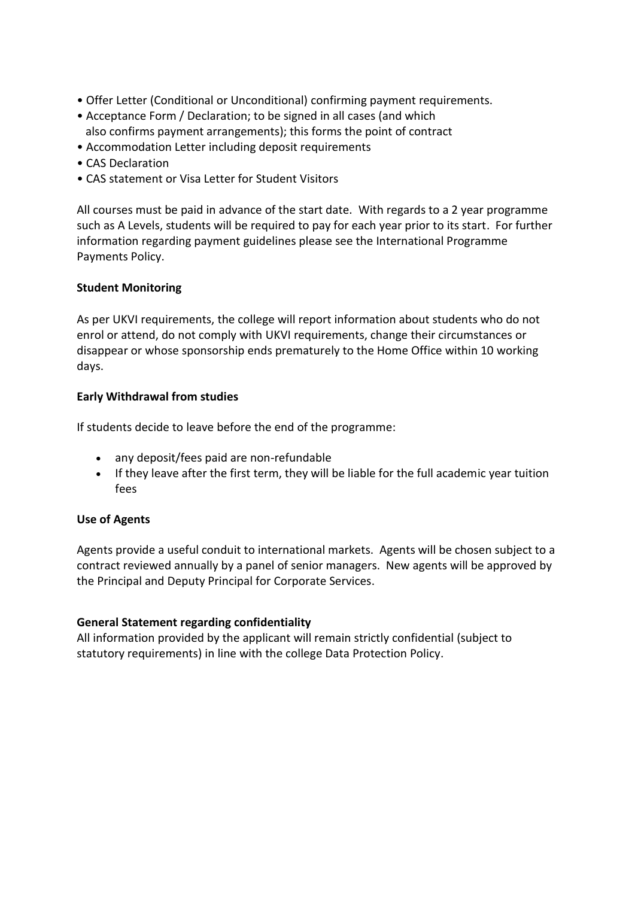- Offer Letter (Conditional or Unconditional) confirming payment requirements.
- Acceptance Form / Declaration; to be signed in all cases (and which also confirms payment arrangements); this forms the point of contract
- Accommodation Letter including deposit requirements
- CAS Declaration
- CAS statement or Visa Letter for Student Visitors

All courses must be paid in advance of the start date. With regards to a 2 year programme such as A Levels, students will be required to pay for each year prior to its start. For further information regarding payment guidelines please see the International Programme Payments Policy.

**Student Monitoring**

As per UKVI requirements, the college will report information about students who do not enrol or attend, do not comply with UKVI requirements, change their circumstances or disappear or whose sponsorship ends prematurely to the Home Office within 10 working days.

**Early Withdrawal from studies**

If students decide to leave before the end of the programme:

- any deposit/fees paid are non-refundable
- If they leave after the first term, they will be liable for the full academic year tuition fees

**Use of Agents**

Agents provide a useful conduit to international markets. Agents will be chosen subject to a contract reviewed annually by a panel of senior managers. New agents will be approved by the Principal and Deputy Principal for Corporate Services.

**General Statement regarding confidentiality**

All information provided by the applicant will remain strictly confidential (subject to statutory requirements) in line with the college Data Protection Policy.